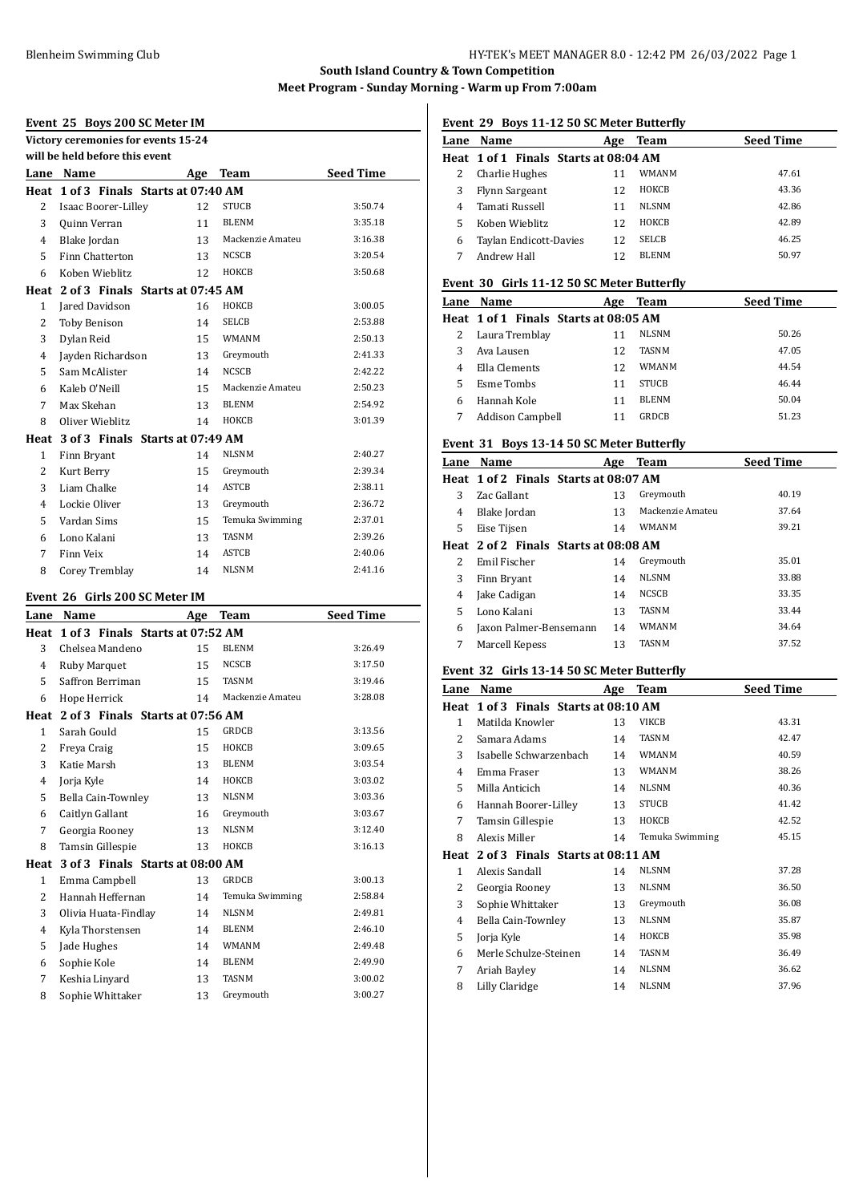## South Island Country & Town Competition

### Meet Program - Sunday Morning - Warm up From 7:00am

#### Event 25 Boys 200 SC Meter IM

Victory ceremonies for events 15-24 will be held before this event

| Lane | Name | Age | Team | Seed Time |
|---|---|---|---|---|
| **Heat 1 of 3 Finals Starts at 07:40 AM** | | | | |
| 2 | Isaac Boorer-Lilley | 12 | STUCB | 3:50.74 |
| 3 | Quinn Verran | 11 | BLENM | 3:35.18 |
| 4 | Blake Jordan | 13 | Mackenzie Amateu | 3:16.38 |
| 5 | Finn Chatterton | 13 | NCSCB | 3:20.54 |
| 6 | Koben Wieblitz | 12 | HOKCB | 3:50.68 |
| **Heat 2 of 3 Finals Starts at 07:45 AM** | | | | |
| 1 | Jared Davidson | 16 | HOKCB | 3:00.05 |
| 2 | Toby Benison | 14 | SELCB | 2:53.88 |
| 3 | Dylan Reid | 15 | WMANM | 2:50.13 |
| 4 | Jayden Richardson | 13 | Greymouth | 2:41.33 |
| 5 | Sam McAlister | 14 | NCSCB | 2:42.22 |
| 6 | Kaleb O'Neill | 15 | Mackenzie Amateu | 2:50.23 |
| 7 | Max Skehan | 13 | BLENM | 2:54.92 |
| 8 | Oliver Wieblitz | 14 | HOKCB | 3:01.39 |
| **Heat 3 of 3 Finals Starts at 07:49 AM** | | | | |
| 1 | Finn Bryant | 14 | NLSNM | 2:40.27 |
| 2 | Kurt Berry | 15 | Greymouth | 2:39.34 |
| 3 | Liam Chalke | 14 | ASTCB | 2:38.11 |
| 4 | Lockie Oliver | 13 | Greymouth | 2:36.72 |
| 5 | Vardan Sims | 15 | Temuka Swimming | 2:37.01 |
| 6 | Lono Kalani | 13 | TASNM | 2:39.26 |
| 7 | Finn Veix | 14 | ASTCB | 2:40.06 |
| 8 | Corey Tremblay | 14 | NLSNM | 2:41.16 |

#### Event 26 Girls 200 SC Meter IM

| Lane | Name | Age | Team | Seed Time |
|---|---|---|---|---|
| **Heat 1 of 3 Finals Starts at 07:52 AM** | | | | |
| 3 | Chelsea Mandeno | 15 | BLENM | 3:26.49 |
| 4 | Ruby Marquet | 15 | NCSCB | 3:17.50 |
| 5 | Saffron Berriman | 15 | TASNM | 3:19.46 |
| 6 | Hope Herrick | 14 | Mackenzie Amateu | 3:28.08 |
| **Heat 2 of 3 Finals Starts at 07:56 AM** | | | | |
| 1 | Sarah Gould | 15 | GRDCB | 3:13.56 |
| 2 | Freya Craig | 15 | HOKCB | 3:09.65 |
| 3 | Katie Marsh | 13 | BLENM | 3:03.54 |
| 4 | Jorja Kyle | 14 | HOKCB | 3:03.02 |
| 5 | Bella Cain-Townley | 13 | NLSNM | 3:03.36 |
| 6 | Caitlyn Gallant | 16 | Greymouth | 3:03.67 |
| 7 | Georgia Rooney | 13 | NLSNM | 3:12.40 |
| 8 | Tamsin Gillespie | 13 | HOKCB | 3:16.13 |
| **Heat 3 of 3 Finals Starts at 08:00 AM** | | | | |
| 1 | Emma Campbell | 13 | GRDCB | 3:00.13 |
| 2 | Hannah Heffernan | 14 | Temuka Swimming | 2:58.84 |
| 3 | Olivia Huata-Findlay | 14 | NLSNM | 2:49.81 |
| 4 | Kyla Thorstensen | 14 | BLENM | 2:46.10 |
| 5 | Jade Hughes | 14 | WMANM | 2:49.48 |
| 6 | Sophie Kole | 14 | BLENM | 2:49.90 |
| 7 | Keshia Linyard | 13 | TASNM | 3:00.02 |
| 8 | Sophie Whittaker | 13 | Greymouth | 3:00.27 |

#### Event 29 Boys 11-12 50 SC Meter Butterfly

| Lane | Name | Age | Team | Seed Time |
|---|---|---|---|---|
| **Heat 1 of 1 Finals Starts at 08:04 AM** | | | | |
| 2 | Charlie Hughes | 11 | WMANM | 47.61 |
| 3 | Flynn Sargeant | 12 | HOKCB | 43.36 |
| 4 | Tamati Russell | 11 | NLSNM | 42.86 |
| 5 | Koben Wieblitz | 12 | HOKCB | 42.89 |
| 6 | Taylan Endicott-Davies | 12 | SELCB | 46.25 |
| 7 | Andrew Hall | 12 | BLENM | 50.97 |

#### Event 30 Girls 11-12 50 SC Meter Butterfly

| Lane | Name | Age | Team | Seed Time |
|---|---|---|---|---|
| **Heat 1 of 1 Finals Starts at 08:05 AM** | | | | |
| 2 | Laura Tremblay | 11 | NLSNM | 50.26 |
| 3 | Ava Lausen | 12 | TASNM | 47.05 |
| 4 | Ella Clements | 12 | WMANM | 44.54 |
| 5 | Esme Tombs | 11 | STUCB | 46.44 |
| 6 | Hannah Kole | 11 | BLENM | 50.04 |
| 7 | Addison Campbell | 11 | GRDCB | 51.23 |

#### Event 31 Boys 13-14 50 SC Meter Butterfly

| Lane | Name | Age | Team | Seed Time |
|---|---|---|---|---|
| **Heat 1 of 2 Finals Starts at 08:07 AM** | | | | |
| 3 | Zac Gallant | 13 | Greymouth | 40.19 |
| 4 | Blake Jordan | 13 | Mackenzie Amateu | 37.64 |
| 5 | Eise Tijsen | 14 | WMANM | 39.21 |
| **Heat 2 of 2 Finals Starts at 08:08 AM** | | | | |
| 2 | Emil Fischer | 14 | Greymouth | 35.01 |
| 3 | Finn Bryant | 14 | NLSNM | 33.88 |
| 4 | Jake Cadigan | 14 | NCSCB | 33.35 |
| 5 | Lono Kalani | 13 | TASNM | 33.44 |
| 6 | Jaxon Palmer-Bensemann | 14 | WMANM | 34.64 |
| 7 | Marcell Kepess | 13 | TASNM | 37.52 |

#### Event 32 Girls 13-14 50 SC Meter Butterfly

| Lane | Name | Age | Team | Seed Time |
|---|---|---|---|---|
| **Heat 1 of 3 Finals Starts at 08:10 AM** | | | | |
| 1 | Matilda Knowler | 13 | VIKCB | 43.31 |
| 2 | Samara Adams | 14 | TASNM | 42.47 |
| 3 | Isabelle Schwarzenbach | 14 | WMANM | 40.59 |
| 4 | Emma Fraser | 13 | WMANM | 38.26 |
| 5 | Milla Anticich | 14 | NLSNM | 40.36 |
| 6 | Hannah Boorer-Lilley | 13 | STUCB | 41.42 |
| 7 | Tamsin Gillespie | 13 | HOKCB | 42.52 |
| 8 | Alexis Miller | 14 | Temuka Swimming | 45.15 |
| **Heat 2 of 3 Finals Starts at 08:11 AM** | | | | |
| 1 | Alexis Sandall | 14 | NLSNM | 37.28 |
| 2 | Georgia Rooney | 13 | NLSNM | 36.50 |
| 3 | Sophie Whittaker | 13 | Greymouth | 36.08 |
| 4 | Bella Cain-Townley | 13 | NLSNM | 35.87 |
| 5 | Jorja Kyle | 14 | HOKCB | 35.98 |
| 6 | Merle Schulze-Steinen | 14 | TASNM | 36.49 |
| 7 | Ariah Bayley | 14 | NLSNM | 36.62 |
| 8 | Lilly Claridge | 14 | NLSNM | 37.96 |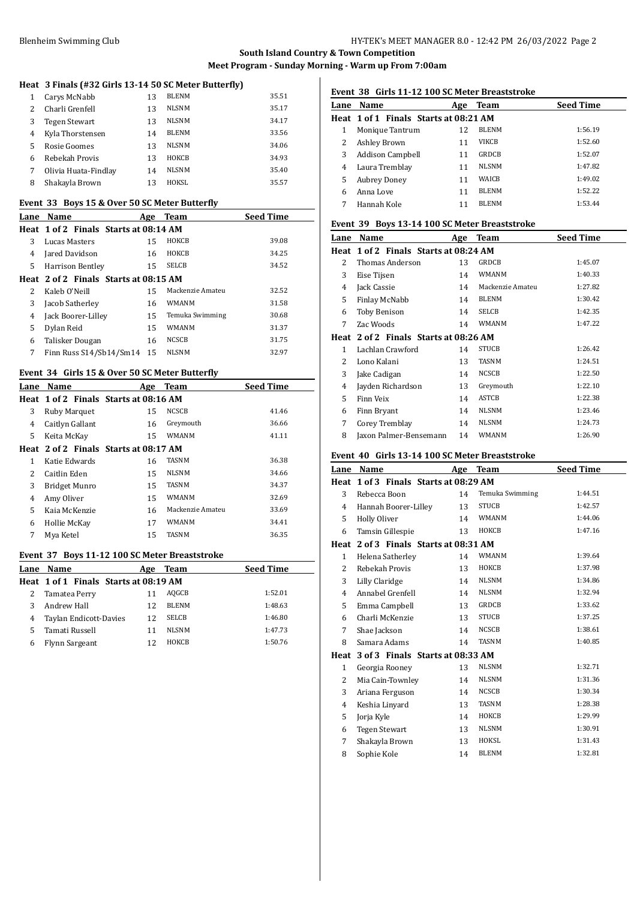**South Island Country & Town Competition**

**Meet Program - Sunday Morning - Warm up From 7:00am**

### Heat 3 Finals (#32 Girls 13-14 50 SC Meter Butterfly)

| Lane | Name | Age | Team | Seed Time |
|---|---|---|---|---|
| 1 | Carys McNabb | 13 | BLENM | 35.51 |
| 2 | Charli Grenfell | 13 | NLSNM | 35.17 |
| 3 | Tegen Stewart | 13 | NLSNM | 34.17 |
| 4 | Kyla Thorstensen | 14 | BLENM | 33.56 |
| 5 | Rosie Goomes | 13 | NLSNM | 34.06 |
| 6 | Rebekah Provis | 13 | HOKCB | 34.93 |
| 7 | Olivia Huata-Findlay | 14 | NLSNM | 35.40 |
| 8 | Shakayla Brown | 13 | HOKSL | 35.57 |

### Event 33 Boys 15 & Over 50 SC Meter Butterfly

| Lane | Name | Age | Team | Seed Time |
|---|---|---|---|---|
| **Heat 1 of 2 Finals Starts at 08:14 AM** | | | | |
| 3 | Lucas Masters | 15 | HOKCB | 39.08 |
| 4 | Jared Davidson | 16 | HOKCB | 34.25 |
| 5 | Harrison Bentley | 15 | SELCB | 34.52 |
| **Heat 2 of 2 Finals Starts at 08:15 AM** | | | | |
| 2 | Kaleb O'Neill | 15 | Mackenzie Amateu | 32.52 |
| 3 | Jacob Satherley | 16 | WMANM | 31.58 |
| 4 | Jack Boorer-Lilley | 15 | Temuka Swimming | 30.68 |
| 5 | Dylan Reid | 15 | WMANM | 31.37 |
| 6 | Talisker Dougan | 16 | NCSCB | 31.75 |
| 7 | Finn Russ S14/Sb14/Sm14 | 15 | NLSNM | 32.97 |

### Event 34 Girls 15 & Over 50 SC Meter Butterfly

| Lane | Name | Age | Team | Seed Time |
|---|---|---|---|---|
| **Heat 1 of 2 Finals Starts at 08:16 AM** | | | | |
| 3 | Ruby Marquet | 15 | NCSCB | 41.46 |
| 4 | Caitlyn Gallant | 16 | Greymouth | 36.66 |
| 5 | Keita McKay | 15 | WMANM | 41.11 |
| **Heat 2 of 2 Finals Starts at 08:17 AM** | | | | |
| 1 | Katie Edwards | 16 | TASNM | 36.38 |
| 2 | Caitlin Eden | 15 | NLSNM | 34.66 |
| 3 | Bridget Munro | 15 | TASNM | 34.37 |
| 4 | Amy Oliver | 15 | WMANM | 32.69 |
| 5 | Kaia McKenzie | 16 | Mackenzie Amateu | 33.69 |
| 6 | Hollie McKay | 17 | WMANM | 34.41 |
| 7 | Mya Ketel | 15 | TASNM | 36.35 |

### Event 37 Boys 11-12 100 SC Meter Breaststroke

| Lane | Name | Age | Team | Seed Time |
|---|---|---|---|---|
| **Heat 1 of 1 Finals Starts at 08:19 AM** | | | | |
| 2 | Tamatea Perry | 11 | AQGCB | 1:52.01 |
| 3 | Andrew Hall | 12 | BLENM | 1:48.63 |
| 4 | Taylan Endicott-Davies | 12 | SELCB | 1:46.80 |
| 5 | Tamati Russell | 11 | NLSNM | 1:47.73 |
| 6 | Flynn Sargeant | 12 | HOKCB | 1:50.76 |

### Event 38 Girls 11-12 100 SC Meter Breaststroke

| Lane | Name | Age | Team | Seed Time |
|---|---|---|---|---|
| **Heat 1 of 1 Finals Starts at 08:21 AM** | | | | |
| 1 | Monique Tantrum | 12 | BLENM | 1:56.19 |
| 2 | Ashley Brown | 11 | VIKCB | 1:52.60 |
| 3 | Addison Campbell | 11 | GRDCB | 1:52.07 |
| 4 | Laura Tremblay | 11 | NLSNM | 1:47.82 |
| 5 | Aubrey Doney | 11 | WAICB | 1:49.02 |
| 6 | Anna Love | 11 | BLENM | 1:52.22 |
| 7 | Hannah Kole | 11 | BLENM | 1:53.44 |

### Event 39 Boys 13-14 100 SC Meter Breaststroke

| Lane | Name | Age | Team | Seed Time |
|---|---|---|---|---|
| **Heat 1 of 2 Finals Starts at 08:24 AM** | | | | |
| 2 | Thomas Anderson | 13 | GRDCB | 1:45.07 |
| 3 | Eise Tijsen | 14 | WMANM | 1:40.33 |
| 4 | Jack Cassie | 14 | Mackenzie Amateu | 1:27.82 |
| 5 | Finlay McNabb | 14 | BLENM | 1:30.42 |
| 6 | Toby Benison | 14 | SELCB | 1:42.35 |
| 7 | Zac Woods | 14 | WMANM | 1:47.22 |
| **Heat 2 of 2 Finals Starts at 08:26 AM** | | | | |
| 1 | Lachlan Crawford | 14 | STUCB | 1:26.42 |
| 2 | Lono Kalani | 13 | TASNM | 1:24.51 |
| 3 | Jake Cadigan | 14 | NCSCB | 1:22.50 |
| 4 | Jayden Richardson | 13 | Greymouth | 1:22.10 |
| 5 | Finn Veix | 14 | ASTCB | 1:22.38 |
| 6 | Finn Bryant | 14 | NLSNM | 1:23.46 |
| 7 | Corey Tremblay | 14 | NLSNM | 1:24.73 |
| 8 | Jaxon Palmer-Bensemann | 14 | WMANM | 1:26.90 |

### Event 40 Girls 13-14 100 SC Meter Breaststroke

| Lane | Name | Age | Team | Seed Time |
|---|---|---|---|---|
| **Heat 1 of 3 Finals Starts at 08:29 AM** | | | | |
| 3 | Rebecca Boon | 14 | Temuka Swimming | 1:44.51 |
| 4 | Hannah Boorer-Lilley | 13 | STUCB | 1:42.57 |
| 5 | Holly Oliver | 14 | WMANM | 1:44.06 |
| 6 | Tamsin Gillespie | 13 | HOKCB | 1:47.16 |
| **Heat 2 of 3 Finals Starts at 08:31 AM** | | | | |
| 1 | Helena Satherley | 14 | WMANM | 1:39.64 |
| 2 | Rebekah Provis | 13 | HOKCB | 1:37.98 |
| 3 | Lilly Claridge | 14 | NLSNM | 1:34.86 |
| 4 | Annabel Grenfell | 14 | NLSNM | 1:32.94 |
| 5 | Emma Campbell | 13 | GRDCB | 1:33.62 |
| 6 | Charli McKenzie | 13 | STUCB | 1:37.25 |
| 7 | Shae Jackson | 14 | NCSCB | 1:38.61 |
| 8 | Samara Adams | 14 | TASNM | 1:40.85 |
| **Heat 3 of 3 Finals Starts at 08:33 AM** | | | | |
| 1 | Georgia Rooney | 13 | NLSNM | 1:32.71 |
| 2 | Mia Cain-Townley | 14 | NLSNM | 1:31.36 |
| 3 | Ariana Ferguson | 14 | NCSCB | 1:30.34 |
| 4 | Keshia Linyard | 13 | TASNM | 1:28.38 |
| 5 | Jorja Kyle | 14 | HOKCB | 1:29.99 |
| 6 | Tegen Stewart | 13 | NLSNM | 1:30.91 |
| 7 | Shakayla Brown | 13 | HOKSL | 1:31.43 |
| 8 | Sophie Kole | 14 | BLENM | 1:32.81 |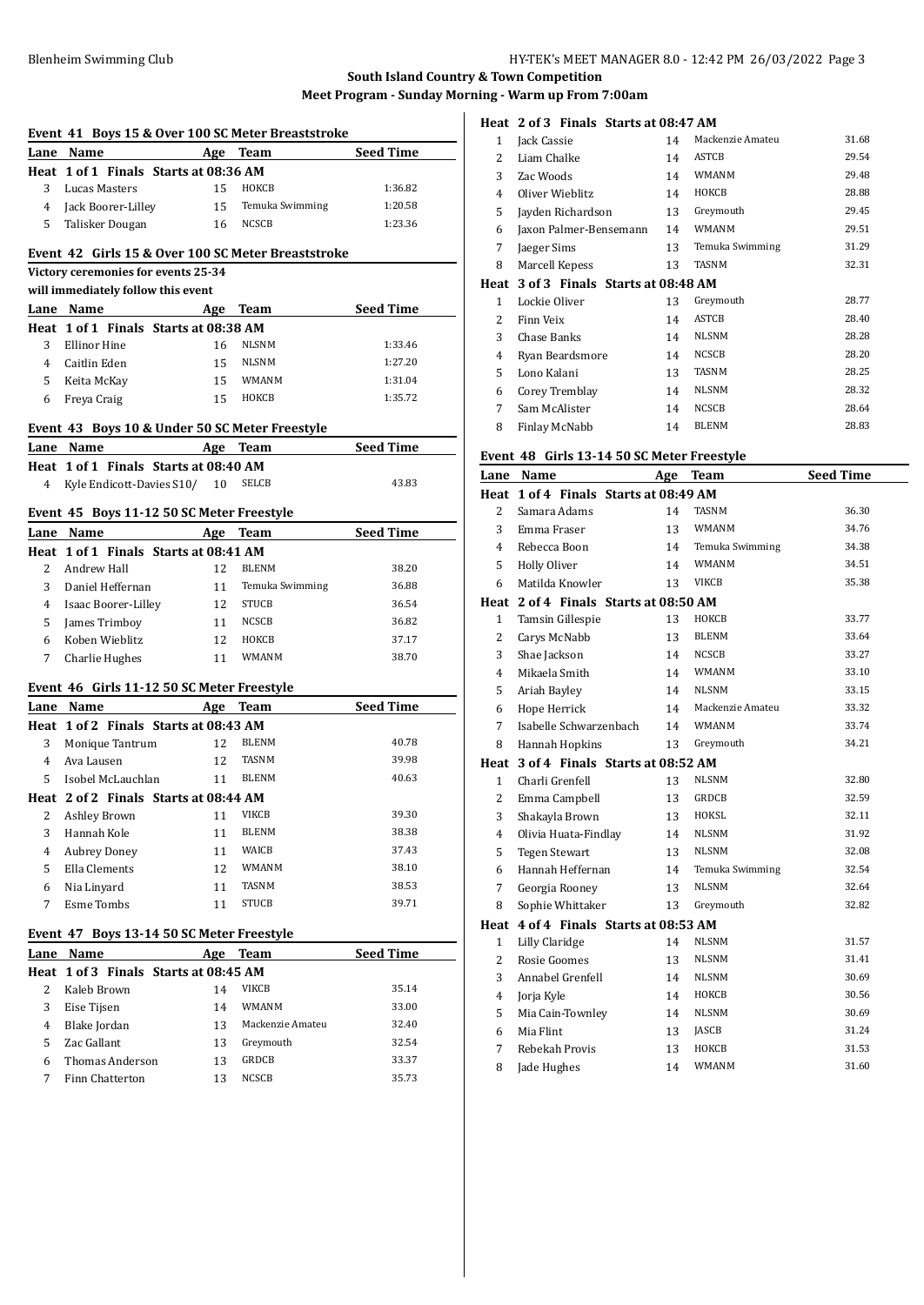South Island Country & Town Competition

Meet Program - Sunday Morning - Warm up From 7:00am

### Event 41 Boys 15 & Over 100 SC Meter Breaststroke

| Lane | Name | Age | Team | Seed Time |
|---|---|---|---|---|
| **Heat 1 of 1 Finals Starts at 08:36 AM** | | | | |
| 3 | Lucas Masters | 15 | HOKCB | 1:36.82 |
| 4 | Jack Boorer-Lilley | 15 | Temuka Swimming | 1:20.58 |
| 5 | Talisker Dougan | 16 | NCSCB | 1:23.36 |

### Event 42 Girls 15 & Over 100 SC Meter Breaststroke

**Victory ceremonies for events 25-34 will immediately follow this event**

| Lane | Name | Age | Team | Seed Time |
|---|---|---|---|---|
| **Heat 1 of 1 Finals Starts at 08:38 AM** | | | | |
| 3 | Ellinor Hine | 16 | NLSNM | 1:33.46 |
| 4 | Caitlin Eden | 15 | NLSNM | 1:27.20 |
| 5 | Keita McKay | 15 | WMANM | 1:31.04 |
| 6 | Freya Craig | 15 | HOKCB | 1:35.72 |

### Event 43 Boys 10 & Under 50 SC Meter Freestyle

| Lane | Name | Age | Team | Seed Time |
|---|---|---|---|---|
| **Heat 1 of 1 Finals Starts at 08:40 AM** | | | | |
| 4 | Kyle Endicott-Davies S10/ | 10 | SELCB | 43.83 |

### Event 45 Boys 11-12 50 SC Meter Freestyle

| Lane | Name | Age | Team | Seed Time |
|---|---|---|---|---|
| **Heat 1 of 1 Finals Starts at 08:41 AM** | | | | |
| 2 | Andrew Hall | 12 | BLENM | 38.20 |
| 3 | Daniel Heffernan | 11 | Temuka Swimming | 36.88 |
| 4 | Isaac Boorer-Lilley | 12 | STUCB | 36.54 |
| 5 | James Trimboy | 11 | NCSCB | 36.82 |
| 6 | Koben Wieblitz | 12 | HOKCB | 37.17 |
| 7 | Charlie Hughes | 11 | WMANM | 38.70 |

### Event 46 Girls 11-12 50 SC Meter Freestyle

| Lane | Name | Age | Team | Seed Time |
|---|---|---|---|---|
| **Heat 1 of 2 Finals Starts at 08:43 AM** | | | | |
| 3 | Monique Tantrum | 12 | BLENM | 40.78 |
| 4 | Ava Lausen | 12 | TASNM | 39.98 |
| 5 | Isobel McLauchlan | 11 | BLENM | 40.63 |
| **Heat 2 of 2 Finals Starts at 08:44 AM** | | | | |
| 2 | Ashley Brown | 11 | VIKCB | 39.30 |
| 3 | Hannah Kole | 11 | BLENM | 38.38 |
| 4 | Aubrey Doney | 11 | WAICB | 37.43 |
| 5 | Ella Clements | 12 | WMANM | 38.10 |
| 6 | Nia Linyard | 11 | TASNM | 38.53 |
| 7 | Esme Tombs | 11 | STUCB | 39.71 |

### Event 47 Boys 13-14 50 SC Meter Freestyle

| Lane | Name | Age | Team | Seed Time |
|---|---|---|---|---|
| **Heat 1 of 3 Finals Starts at 08:45 AM** | | | | |
| 2 | Kaleb Brown | 14 | VIKCB | 35.14 |
| 3 | Eise Tijsen | 14 | WMANM | 33.00 |
| 4 | Blake Jordan | 13 | Mackenzie Amateu | 32.40 |
| 5 | Zac Gallant | 13 | Greymouth | 32.54 |
| 6 | Thomas Anderson | 13 | GRDCB | 33.37 |
| 7 | Finn Chatterton | 13 | NCSCB | 35.73 |
| **Heat 2 of 3 Finals Starts at 08:47 AM** | | | | |
| 1 | Jack Cassie | 14 | Mackenzie Amateu | 31.68 |
| 2 | Liam Chalke | 14 | ASTCB | 29.54 |
| 3 | Zac Woods | 14 | WMANM | 29.48 |
| 4 | Oliver Wieblitz | 14 | HOKCB | 28.88 |
| 5 | Jayden Richardson | 13 | Greymouth | 29.45 |
| 6 | Jaxon Palmer-Bensemann | 14 | WMANM | 29.51 |
| 7 | Jaeger Sims | 13 | Temuka Swimming | 31.29 |
| 8 | Marcell Kepess | 13 | TASNM | 32.31 |
| **Heat 3 of 3 Finals Starts at 08:48 AM** | | | | |
| 1 | Lockie Oliver | 13 | Greymouth | 28.77 |
| 2 | Finn Veix | 14 | ASTCB | 28.40 |
| 3 | Chase Banks | 14 | NLSNM | 28.28 |
| 4 | Ryan Beardsmore | 14 | NCSCB | 28.20 |
| 5 | Lono Kalani | 13 | TASNM | 28.25 |
| 6 | Corey Tremblay | 14 | NLSNM | 28.32 |
| 7 | Sam McAlister | 14 | NCSCB | 28.64 |
| 8 | Finlay McNabb | 14 | BLENM | 28.83 |

### Event 48 Girls 13-14 50 SC Meter Freestyle

| Lane | Name | Age | Team | Seed Time |
|---|---|---|---|---|
| **Heat 1 of 4 Finals Starts at 08:49 AM** | | | | |
| 2 | Samara Adams | 14 | TASNM | 36.30 |
| 3 | Emma Fraser | 13 | WMANM | 34.76 |
| 4 | Rebecca Boon | 14 | Temuka Swimming | 34.38 |
| 5 | Holly Oliver | 14 | WMANM | 34.51 |
| 6 | Matilda Knowler | 13 | VIKCB | 35.38 |
| **Heat 2 of 4 Finals Starts at 08:50 AM** | | | | |
| 1 | Tamsin Gillespie | 13 | HOKCB | 33.77 |
| 2 | Carys McNabb | 13 | BLENM | 33.64 |
| 3 | Shae Jackson | 14 | NCSCB | 33.27 |
| 4 | Mikaela Smith | 14 | WMANM | 33.10 |
| 5 | Ariah Bayley | 14 | NLSNM | 33.15 |
| 6 | Hope Herrick | 14 | Mackenzie Amateu | 33.32 |
| 7 | Isabelle Schwarzenbach | 14 | WMANM | 33.74 |
| 8 | Hannah Hopkins | 13 | Greymouth | 34.21 |
| **Heat 3 of 4 Finals Starts at 08:52 AM** | | | | |
| 1 | Charli Grenfell | 13 | NLSNM | 32.80 |
| 2 | Emma Campbell | 13 | GRDCB | 32.59 |
| 3 | Shakayla Brown | 13 | HOKSL | 32.11 |
| 4 | Olivia Huata-Findlay | 14 | NLSNM | 31.92 |
| 5 | Tegen Stewart | 13 | NLSNM | 32.08 |
| 6 | Hannah Heffernan | 14 | Temuka Swimming | 32.54 |
| 7 | Georgia Rooney | 13 | NLSNM | 32.64 |
| 8 | Sophie Whittaker | 13 | Greymouth | 32.82 |
| **Heat 4 of 4 Finals Starts at 08:53 AM** | | | | |
| 1 | Lilly Claridge | 14 | NLSNM | 31.57 |
| 2 | Rosie Goomes | 13 | NLSNM | 31.41 |
| 3 | Annabel Grenfell | 14 | NLSNM | 30.69 |
| 4 | Jorja Kyle | 14 | HOKCB | 30.56 |
| 5 | Mia Cain-Townley | 14 | NLSNM | 30.69 |
| 6 | Mia Flint | 13 | JASCB | 31.24 |
| 7 | Rebekah Provis | 13 | HOKCB | 31.53 |
| 8 | Jade Hughes | 14 | WMANM | 31.60 |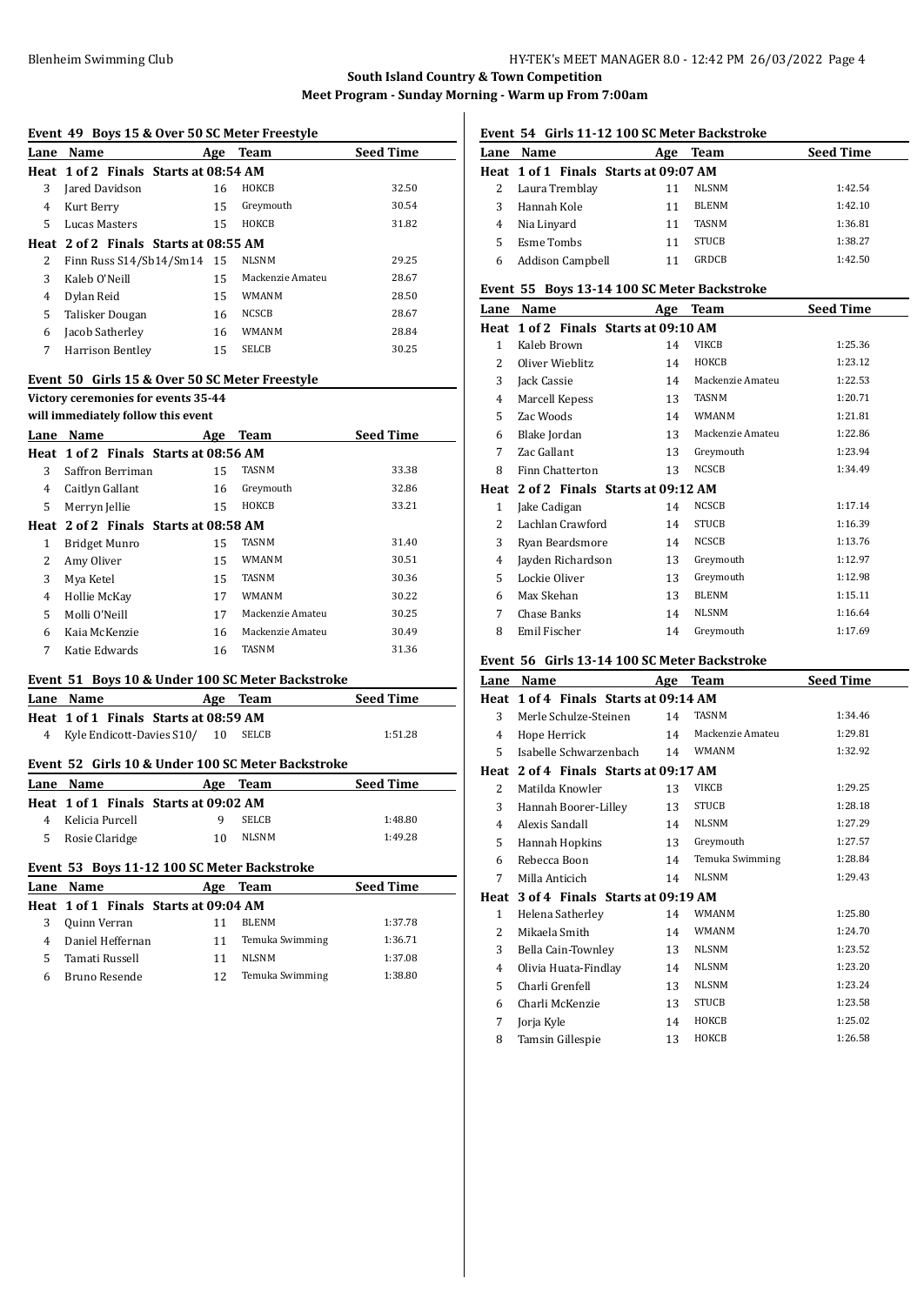**South Island Country & Town Competition**

**Meet Program - Sunday Morning - Warm up From 7:00am**

### Event 49 Boys 15 & Over 50 SC Meter Freestyle

| Lane | Name | Age | Team | Seed Time |
|---|---|---|---|---|
| **Heat 1 of 2 Finals Starts at 08:54 AM** | | | | |
| 3 | Jared Davidson | 16 | HOKCB | 32.50 |
| 4 | Kurt Berry | 15 | Greymouth | 30.54 |
| 5 | Lucas Masters | 15 | HOKCB | 31.82 |
| **Heat 2 of 2 Finals Starts at 08:55 AM** | | | | |
| 2 | Finn Russ S14/Sb14/Sm14 | 15 | NLSNM | 29.25 |
| 3 | Kaleb O'Neill | 15 | Mackenzie Amateu | 28.67 |
| 4 | Dylan Reid | 15 | WMANM | 28.50 |
| 5 | Talisker Dougan | 16 | NCSCB | 28.67 |
| 6 | Jacob Satherley | 16 | WMANM | 28.84 |
| 7 | Harrison Bentley | 15 | SELCB | 30.25 |

### Event 50 Girls 15 & Over 50 SC Meter Freestyle

**Victory ceremonies for events 35-44 will immediately follow this event**

| Lane | Name | Age | Team | Seed Time |
|---|---|---|---|---|
| **Heat 1 of 2 Finals Starts at 08:56 AM** | | | | |
| 3 | Saffron Berriman | 15 | TASNM | 33.38 |
| 4 | Caitlyn Gallant | 16 | Greymouth | 32.86 |
| 5 | Merryn Jellie | 15 | HOKCB | 33.21 |
| **Heat 2 of 2 Finals Starts at 08:58 AM** | | | | |
| 1 | Bridget Munro | 15 | TASNM | 31.40 |
| 2 | Amy Oliver | 15 | WMANM | 30.51 |
| 3 | Mya Ketel | 15 | TASNM | 30.36 |
| 4 | Hollie McKay | 17 | WMANM | 30.22 |
| 5 | Molli O'Neill | 17 | Mackenzie Amateu | 30.25 |
| 6 | Kaia McKenzie | 16 | Mackenzie Amateu | 30.49 |
| 7 | Katie Edwards | 16 | TASNM | 31.36 |

### Event 51 Boys 10 & Under 100 SC Meter Backstroke

| Lane | Name | Age | Team | Seed Time |
|---|---|---|---|---|
| **Heat 1 of 1 Finals Starts at 08:59 AM** | | | | |
| 4 | Kyle Endicott-Davies S10/ | 10 | SELCB | 1:51.28 |

### Event 52 Girls 10 & Under 100 SC Meter Backstroke

| Lane | Name | Age | Team | Seed Time |
|---|---|---|---|---|
| **Heat 1 of 1 Finals Starts at 09:02 AM** | | | | |
| 4 | Kelicia Purcell | 9 | SELCB | 1:48.80 |
| 5 | Rosie Claridge | 10 | NLSNM | 1:49.28 |

### Event 53 Boys 11-12 100 SC Meter Backstroke

| Lane | Name | Age | Team | Seed Time |
|---|---|---|---|---|
| **Heat 1 of 1 Finals Starts at 09:04 AM** | | | | |
| 3 | Quinn Verran | 11 | BLENM | 1:37.78 |
| 4 | Daniel Heffernan | 11 | Temuka Swimming | 1:36.71 |
| 5 | Tamati Russell | 11 | NLSNM | 1:37.08 |
| 6 | Bruno Resende | 12 | Temuka Swimming | 1:38.80 |

### Event 54 Girls 11-12 100 SC Meter Backstroke

| Lane | Name | Age | Team | Seed Time |
|---|---|---|---|---|
| **Heat 1 of 1 Finals Starts at 09:07 AM** | | | | |
| 2 | Laura Tremblay | 11 | NLSNM | 1:42.54 |
| 3 | Hannah Kole | 11 | BLENM | 1:42.10 |
| 4 | Nia Linyard | 11 | TASNM | 1:36.81 |
| 5 | Esme Tombs | 11 | STUCB | 1:38.27 |
| 6 | Addison Campbell | 11 | GRDCB | 1:42.50 |

### Event 55 Boys 13-14 100 SC Meter Backstroke

| Lane | Name | Age | Team | Seed Time |
|---|---|---|---|---|
| **Heat 1 of 2 Finals Starts at 09:10 AM** | | | | |
| 1 | Kaleb Brown | 14 | VIKCB | 1:25.36 |
| 2 | Oliver Wieblitz | 14 | HOKCB | 1:23.12 |
| 3 | Jack Cassie | 14 | Mackenzie Amateu | 1:22.53 |
| 4 | Marcell Kepess | 13 | TASNM | 1:20.71 |
| 5 | Zac Woods | 14 | WMANM | 1:21.81 |
| 6 | Blake Jordan | 13 | Mackenzie Amateu | 1:22.86 |
| 7 | Zac Gallant | 13 | Greymouth | 1:23.94 |
| 8 | Finn Chatterton | 13 | NCSCB | 1:34.49 |
| **Heat 2 of 2 Finals Starts at 09:12 AM** | | | | |
| 1 | Jake Cadigan | 14 | NCSCB | 1:17.14 |
| 2 | Lachlan Crawford | 14 | STUCB | 1:16.39 |
| 3 | Ryan Beardsmore | 14 | NCSCB | 1:13.76 |
| 4 | Jayden Richardson | 13 | Greymouth | 1:12.97 |
| 5 | Lockie Oliver | 13 | Greymouth | 1:12.98 |
| 6 | Max Skehan | 13 | BLENM | 1:15.11 |
| 7 | Chase Banks | 14 | NLSNM | 1:16.64 |
| 8 | Emil Fischer | 14 | Greymouth | 1:17.69 |

### Event 56 Girls 13-14 100 SC Meter Backstroke

| Lane | Name | Age | Team | Seed Time |
|---|---|---|---|---|
| **Heat 1 of 4 Finals Starts at 09:14 AM** | | | | |
| 3 | Merle Schulze-Steinen | 14 | TASNM | 1:34.46 |
| 4 | Hope Herrick | 14 | Mackenzie Amateu | 1:29.81 |
| 5 | Isabelle Schwarzenbach | 14 | WMANM | 1:32.92 |
| **Heat 2 of 4 Finals Starts at 09:17 AM** | | | | |
| 2 | Matilda Knowler | 13 | VIKCB | 1:29.25 |
| 3 | Hannah Boorer-Lilley | 13 | STUCB | 1:28.18 |
| 4 | Alexis Sandall | 14 | NLSNM | 1:27.29 |
| 5 | Hannah Hopkins | 13 | Greymouth | 1:27.57 |
| 6 | Rebecca Boon | 14 | Temuka Swimming | 1:28.84 |
| 7 | Milla Anticich | 14 | NLSNM | 1:29.43 |
| **Heat 3 of 4 Finals Starts at 09:19 AM** | | | | |
| 1 | Helena Satherley | 14 | WMANM | 1:25.80 |
| 2 | Mikaela Smith | 14 | WMANM | 1:24.70 |
| 3 | Bella Cain-Townley | 13 | NLSNM | 1:23.52 |
| 4 | Olivia Huata-Findlay | 14 | NLSNM | 1:23.20 |
| 5 | Charli Grenfell | 13 | NLSNM | 1:23.24 |
| 6 | Charli McKenzie | 13 | STUCB | 1:23.58 |
| 7 | Jorja Kyle | 14 | HOKCB | 1:25.02 |
| 8 | Tamsin Gillespie | 13 | HOKCB | 1:26.58 |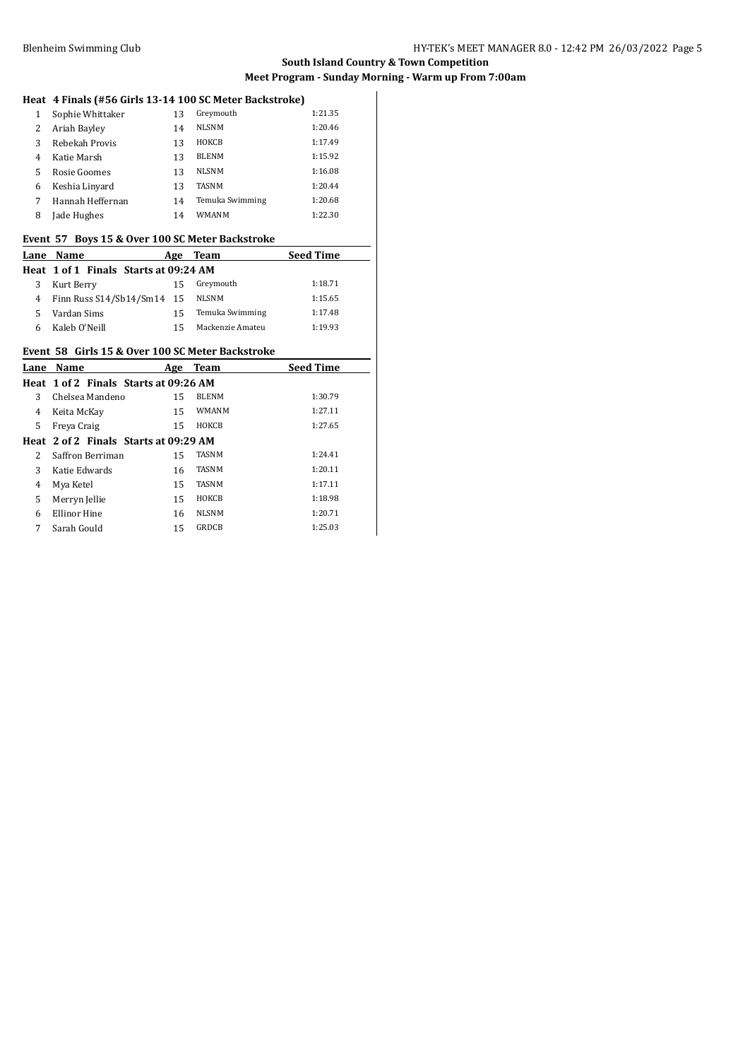## South Island Country & Town Competition

### Meet Program - Sunday Morning - Warm up From 7:00am

**Heat 4 Finals (#56 Girls 13-14 100 SC Meter Backstroke)**

| | | | | |
|---|---|---|---|---|
| 1 | Sophie Whittaker | 13 | Greymouth | 1:21.35 |
| 2 | Ariah Bayley | 14 | NLSNM | 1:20.46 |
| 3 | Rebekah Provis | 13 | HOKCB | 1:17.49 |
| 4 | Katie Marsh | 13 | BLENM | 1:15.92 |
| 5 | Rosie Goomes | 13 | NLSNM | 1:16.08 |
| 6 | Keshia Linyard | 13 | TASNM | 1:20.44 |
| 7 | Hannah Heffernan | 14 | Temuka Swimming | 1:20.68 |
| 8 | Jade Hughes | 14 | WMANM | 1:22.30 |

### Event 57 Boys 15 & Over 100 SC Meter Backstroke

| Lane | Name | Age | Team | Seed Time |
|---|---|---|---|---|
| **Heat 1 of 1 Finals Starts at 09:24 AM** | | | | |
| 3 | Kurt Berry | 15 | Greymouth | 1:18.71 |
| 4 | Finn Russ S14/Sb14/Sm14 | 15 | NLSNM | 1:15.65 |
| 5 | Vardan Sims | 15 | Temuka Swimming | 1:17.48 |
| 6 | Kaleb O'Neill | 15 | Mackenzie Amateu | 1:19.93 |

### Event 58 Girls 15 & Over 100 SC Meter Backstroke

| Lane | Name | Age | Team | Seed Time |
|---|---|---|---|---|
| **Heat 1 of 2 Finals Starts at 09:26 AM** | | | | |
| 3 | Chelsea Mandeno | 15 | BLENM | 1:30.79 |
| 4 | Keita McKay | 15 | WMANM | 1:27.11 |
| 5 | Freya Craig | 15 | HOKCB | 1:27.65 |
| **Heat 2 of 2 Finals Starts at 09:29 AM** | | | | |
| 2 | Saffron Berriman | 15 | TASNM | 1:24.41 |
| 3 | Katie Edwards | 16 | TASNM | 1:20.11 |
| 4 | Mya Ketel | 15 | TASNM | 1:17.11 |
| 5 | Merryn Jellie | 15 | HOKCB | 1:18.98 |
| 6 | Ellinor Hine | 16 | NLSNM | 1:20.71 |
| 7 | Sarah Gould | 15 | GRDCB | 1:25.03 |